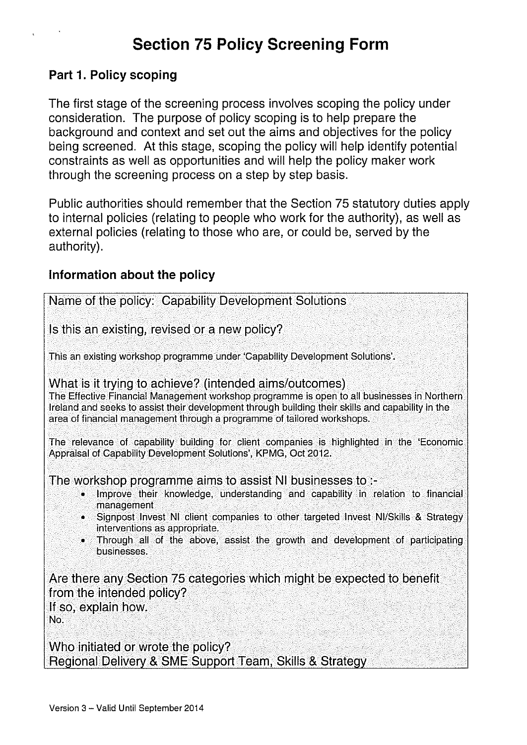# Section 75 Policy Screening Form

## Part 1. Policy scoping

The first stage of the screening process involves scoping the policy under consideration. The purpose of policy scoping is to help prepare the background and context and set out the aims and objectives for the policy being screened. At this stage, scoping the policy will help identify potential constraints as well as opportunities and will help the policy maker work through the screening process on a step by step basis.

Public authorities should remember that the Section 75 statutory duties apply to internal policies (relating to people who work for the authority), as well as external policies (relating to those who are, or could be, served by the authority).

### Information about the policy

Name of the policy: Capability Development Solutions

Is this an existing, revised or a new policy?

This an existing workshop programme under 'Capability Development Solutions'.

What is it trying to achieve? (intended aims/outcomes)

The Effective Financial Management workshop programme is open to all businesses in Northern Ireland and seeks to assist their development through building their skills and capability in the area of financial management through a programme of tailored workshops.

The relevance of capability building for client companies is highlighted in the 'Economic Appraisal of Capability Development Solutions', KPMG, Oct 2012.

The workshop programme aims to assist NI businesses to :-

- Improve their knowledge, understanding and capability in relation to financial management
- Signpost Invest NI client companies to other targeted Invest NI/Skills & Strategy interventions as appropriate.
- Through all of the above, assist the growth and development of participating businesses.

Are there any Section 75 categories which might be expected to benefit from the intended policy?
If so, explain how.

No.

Who initiated or wrote the policy?
Regional Delivery & SME Support Team, Skills & Strategy

Version 3 – Valid Until September 2014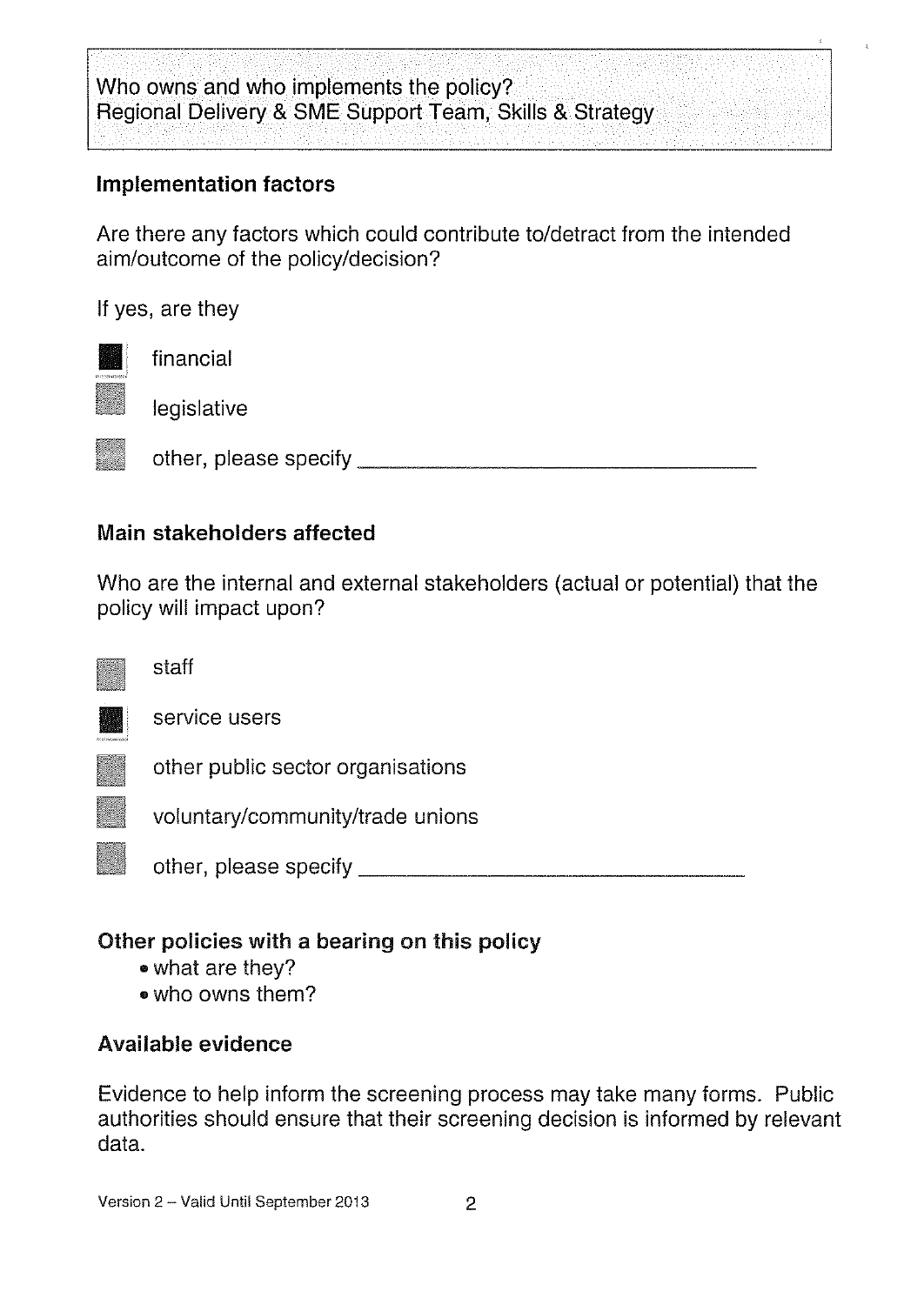Who owns and who implements the policy?
Regional Delivery & SME Support Team, Skills & Strategy

### Implementation factors

Are there any factors which could contribute to/detract from the intended aim/outcome of the policy/decision?

If yes, are they

- [x] financial
- [ ] legislative
- [ ] other, please specify ___________________________________

### Main stakeholders affected

Who are the internal and external stakeholders (actual or potential) that the policy will impact upon?

- [ ] staff
- [x] service users
- [ ] other public sector organisations
- [ ] voluntary/community/trade unions
- [ ] other, please specify ___________________________________

### Other policies with a bearing on this policy

- what are they?
- who owns them?

### Available evidence

Evidence to help inform the screening process may take many forms. Public authorities should ensure that their screening decision is informed by relevant data.

Version 2 – Valid Until September 2013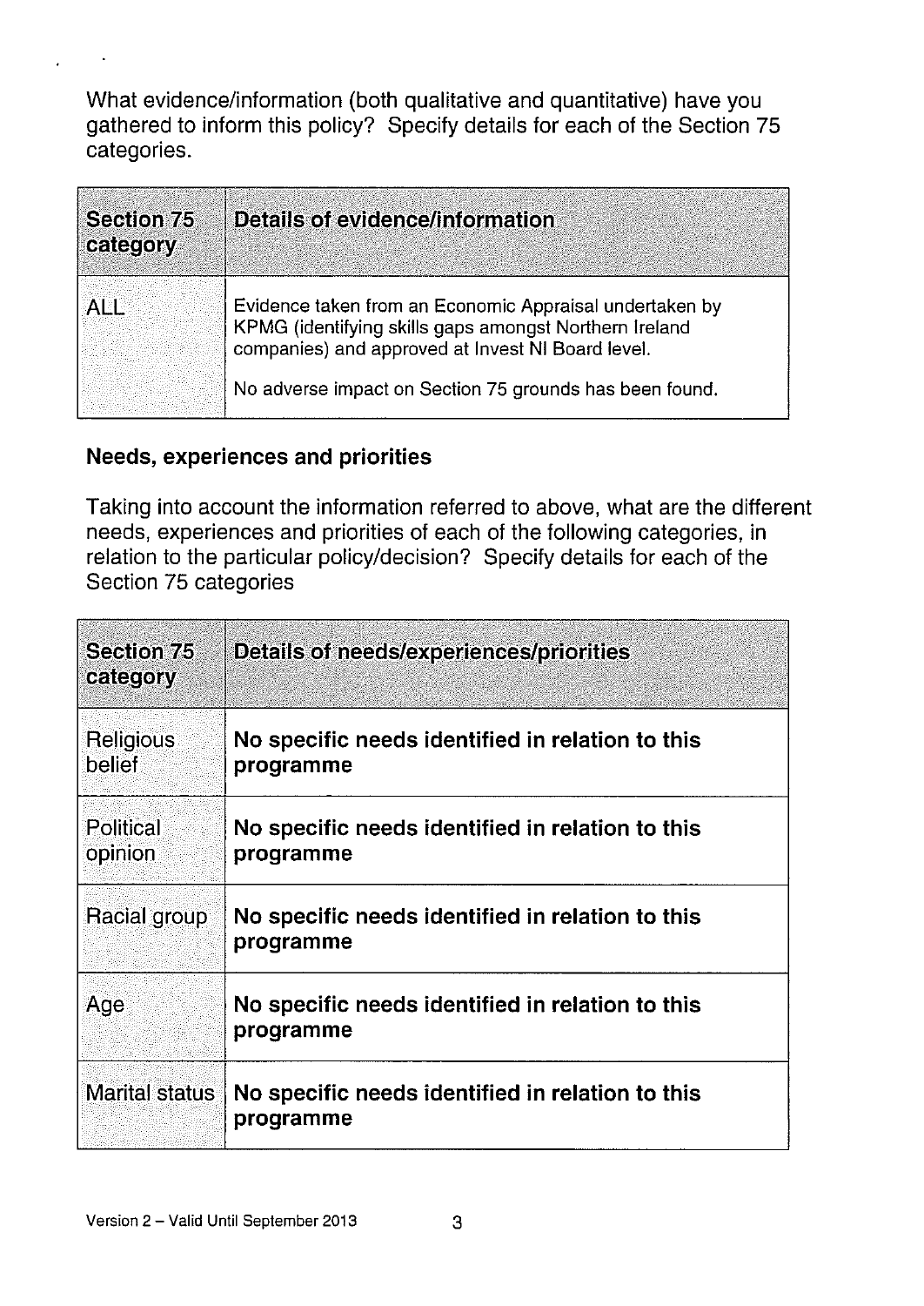What evidence/information (both qualitative and quantitative) have you gathered to inform this policy? Specify details for each of the Section 75 categories.

| Section 75 category | Details of evidence/information |
|---|---|
| ALL | Evidence taken from an Economic Appraisal undertaken by KPMG (identifying skills gaps amongst Northern Ireland companies) and approved at Invest NI Board level.<br><br>No adverse impact on Section 75 grounds has been found. |

### Needs, experiences and priorities

Taking into account the information referred to above, what are the different needs, experiences and priorities of each of the following categories, in relation to the particular policy/decision? Specify details for each of the Section 75 categories

| Section 75 category | Details of needs/experiences/priorities |
|---|---|
| Religious belief | **No specific needs identified in relation to this programme** |
| Political opinion | **No specific needs identified in relation to this programme** |
| Racial group | **No specific needs identified in relation to this programme** |
| Age | **No specific needs identified in relation to this programme** |
| Marital status | **No specific needs identified in relation to this programme** |

Version 2 – Valid Until September 2013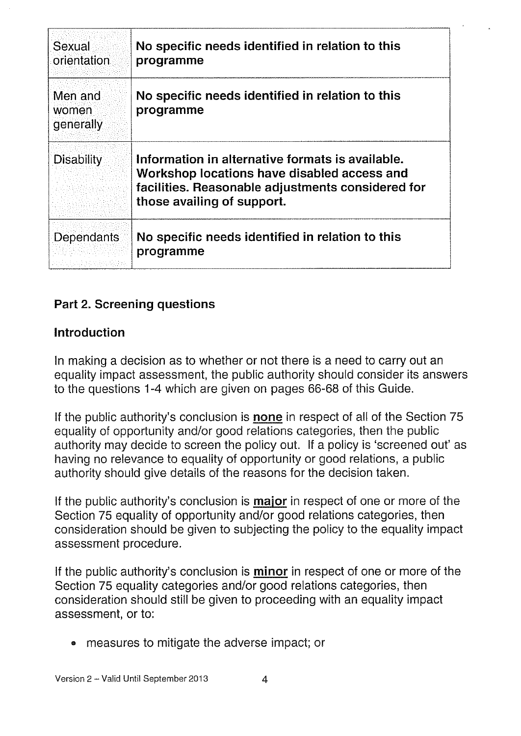| | |
|---|---|
| Sexual orientation | **No specific needs identified in relation to this programme** |
| Men and women generally | **No specific needs identified in relation to this programme** |
| Disability | **Information in alternative formats is available. Workshop locations have disabled access and facilities. Reasonable adjustments considered for those availing of support.** |
| Dependants | **No specific needs identified in relation to this programme** |

### Part 2. Screening questions

#### Introduction

In making a decision as to whether or not there is a need to carry out an equality impact assessment, the public authority should consider its answers to the questions 1-4 which are given on pages 66-68 of this Guide.

If the public authority's conclusion is **none** in respect of all of the Section 75 equality of opportunity and/or good relations categories, then the public authority may decide to screen the policy out. If a policy is 'screened out' as having no relevance to equality of opportunity or good relations, a public authority should give details of the reasons for the decision taken.

If the public authority's conclusion is **major** in respect of one or more of the Section 75 equality of opportunity and/or good relations categories, then consideration should be given to subjecting the policy to the equality impact assessment procedure.

If the public authority's conclusion is **minor** in respect of one or more of the Section 75 equality categories and/or good relations categories, then consideration should still be given to proceeding with an equality impact assessment, or to:

- measures to mitigate the adverse impact; or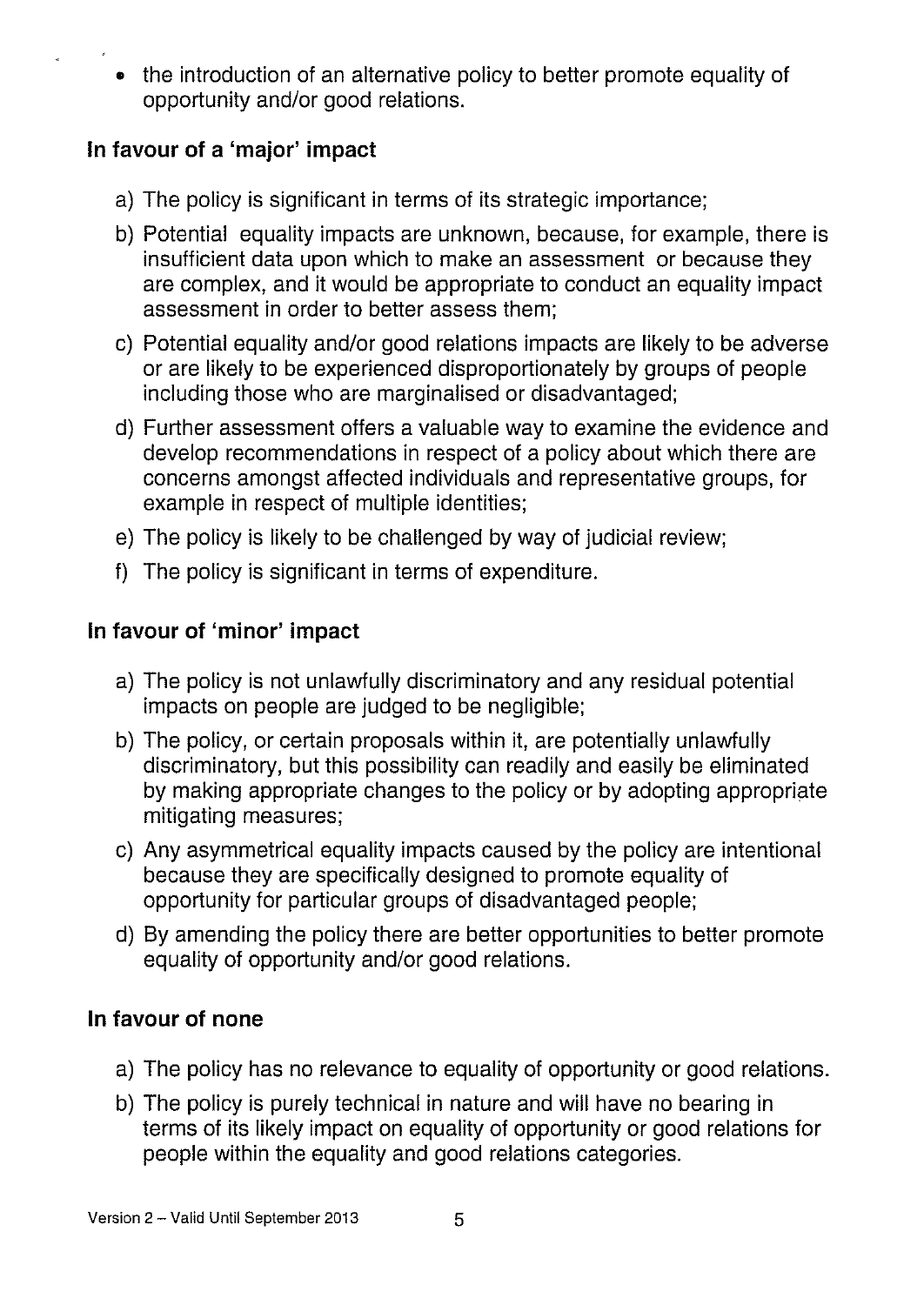- the introduction of an alternative policy to better promote equality of opportunity and/or good relations.

### In favour of a 'major' impact

a) The policy is significant in terms of its strategic importance;

b) Potential equality impacts are unknown, because, for example, there is insufficient data upon which to make an assessment or because they are complex, and it would be appropriate to conduct an equality impact assessment in order to better assess them;

c) Potential equality and/or good relations impacts are likely to be adverse or are likely to be experienced disproportionately by groups of people including those who are marginalised or disadvantaged;

d) Further assessment offers a valuable way to examine the evidence and develop recommendations in respect of a policy about which there are concerns amongst affected individuals and representative groups, for example in respect of multiple identities;

e) The policy is likely to be challenged by way of judicial review;

f) The policy is significant in terms of expenditure.

### In favour of 'minor' impact

a) The policy is not unlawfully discriminatory and any residual potential impacts on people are judged to be negligible;

b) The policy, or certain proposals within it, are potentially unlawfully discriminatory, but this possibility can readily and easily be eliminated by making appropriate changes to the policy or by adopting appropriate mitigating measures;

c) Any asymmetrical equality impacts caused by the policy are intentional because they are specifically designed to promote equality of opportunity for particular groups of disadvantaged people;

d) By amending the policy there are better opportunities to better promote equality of opportunity and/or good relations.

### In favour of none

a) The policy has no relevance to equality of opportunity or good relations.

b) The policy is purely technical in nature and will have no bearing in terms of its likely impact on equality of opportunity or good relations for people within the equality and good relations categories.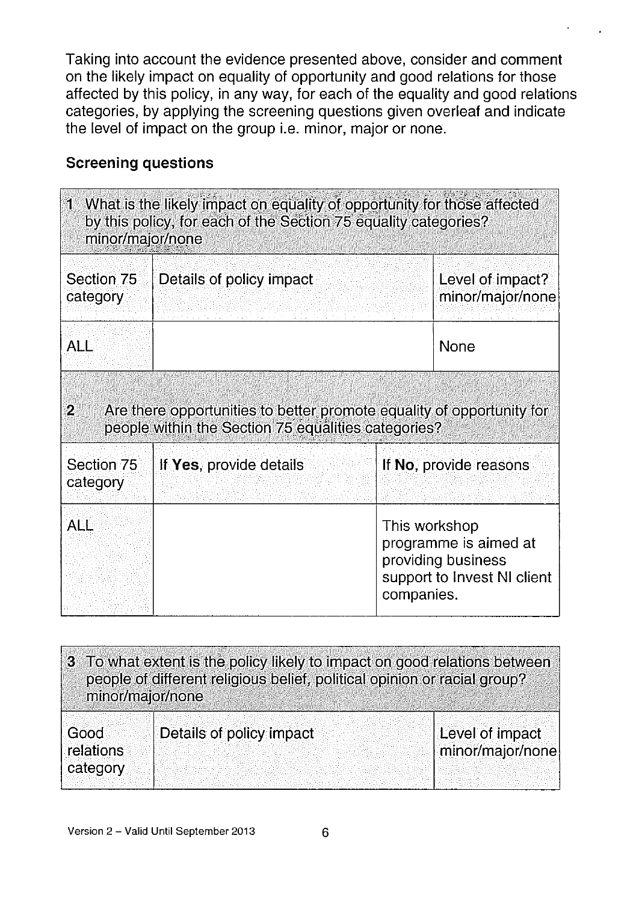Taking into account the evidence presented above, consider and comment on the likely impact on equality of opportunity and good relations for those affected by this policy, in any way, for each of the equality and good relations categories, by applying the screening questions given overleaf and indicate the level of impact on the group i.e. minor, major or none.

### Screening questions

| 1 What is the likely impact on equality of opportunity for those affected by this policy, for each of the Section 75 equality categories? minor/major/none | | |
|---|---|---|
| Section 75 category | Details of policy impact | Level of impact? minor/major/none |
| ALL | | None |

| 2 Are there opportunities to better promote equality of opportunity for people within the Section 75 equalities categories? | | |
|---|---|---|
| Section 75 category | If **Yes**, provide details | If **No**, provide reasons |
| ALL | | This workshop programme is aimed at providing business support to Invest NI client companies. |

| 3 To what extent is the policy likely to impact on good relations between people of different religious belief, political opinion or racial group? minor/major/none | | |
|---|---|---|
| Good relations category | Details of policy impact | Level of impact minor/major/none |

Version 2 – Valid Until September 2013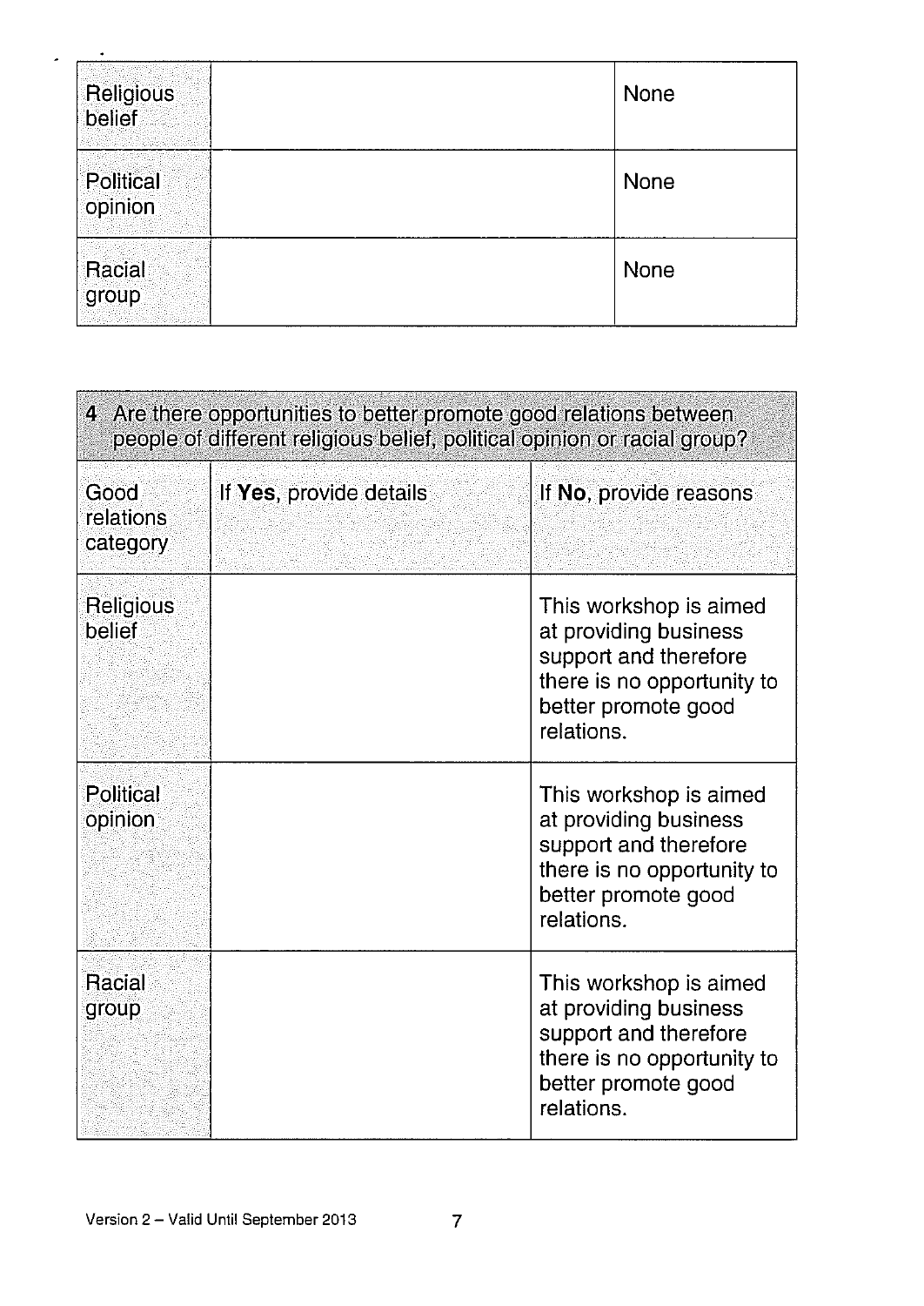| Religious belief | | None |
|---|---|---|
| Political opinion | | None |
| Racial group | | None |

| 4 Are there opportunities to better promote good relations between people of different religious belief, political opinion or racial group? | | |
|---|---|---|
| Good relations category | If **Yes**, provide details | If **No**, provide reasons |
| Religious belief | | This workshop is aimed at providing business support and therefore there is no opportunity to better promote good relations. |
| Political opinion | | This workshop is aimed at providing business support and therefore there is no opportunity to better promote good relations. |
| Racial group | | This workshop is aimed at providing business support and therefore there is no opportunity to better promote good relations. |

Version 2 – Valid Until September 2013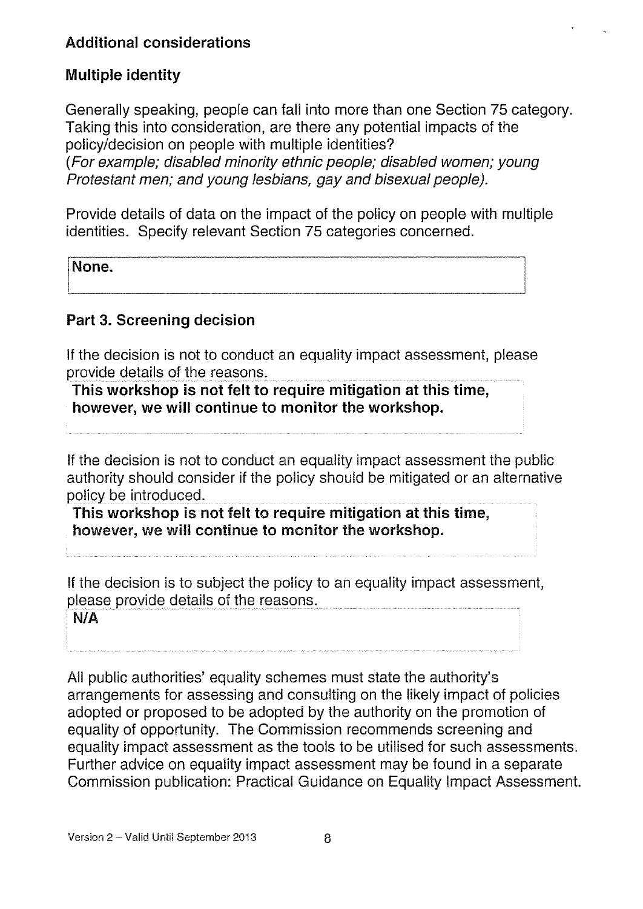## Additional considerations

### Multiple identity

Generally speaking, people can fall into more than one Section 75 category. Taking this into consideration, are there any potential impacts of the policy/decision on people with multiple identities?
*(For example; disabled minority ethnic people; disabled women; young Protestant men; and young lesbians, gay and bisexual people).*

Provide details of data on the impact of the policy on people with multiple identities. Specify relevant Section 75 categories concerned.

**None.**

### Part 3. Screening decision

If the decision is not to conduct an equality impact assessment, please provide details of the reasons.

**This workshop is not felt to require mitigation at this time, however, we will continue to monitor the workshop.**

If the decision is not to conduct an equality impact assessment the public authority should consider if the policy should be mitigated or an alternative policy be introduced.

**This workshop is not felt to require mitigation at this time, however, we will continue to monitor the workshop.**

If the decision is to subject the policy to an equality impact assessment, please provide details of the reasons.

**N/A**

All public authorities' equality schemes must state the authority's arrangements for assessing and consulting on the likely impact of policies adopted or proposed to be adopted by the authority on the promotion of equality of opportunity. The Commission recommends screening and equality impact assessment as the tools to be utilised for such assessments. Further advice on equality impact assessment may be found in a separate Commission publication: Practical Guidance on Equality Impact Assessment.

Version 2 – Valid Until September 2013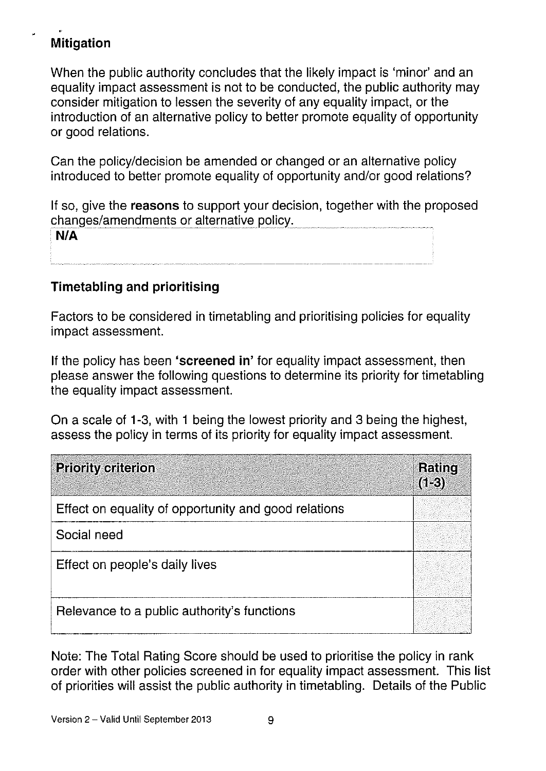## Mitigation

When the public authority concludes that the likely impact is 'minor' and an equality impact assessment is not to be conducted, the public authority may consider mitigation to lessen the severity of any equality impact, or the introduction of an alternative policy to better promote equality of opportunity or good relations.

Can the policy/decision be amended or changed or an alternative policy introduced to better promote equality of opportunity and/or good relations?

If so, give the **reasons** to support your decision, together with the proposed changes/amendments or alternative policy.

**N/A**

## Timetabling and prioritising

Factors to be considered in timetabling and prioritising policies for equality impact assessment.

If the policy has been **'screened in'** for equality impact assessment, then please answer the following questions to determine its priority for timetabling the equality impact assessment.

On a scale of 1-3, with 1 being the lowest priority and 3 being the highest, assess the policy in terms of its priority for equality impact assessment.

| Priority criterion | Rating (1-3) |
| --- | --- |
| Effect on equality of opportunity and good relations | |
| Social need | |
| Effect on people's daily lives | |
| Relevance to a public authority's functions | |

Note: The Total Rating Score should be used to prioritise the policy in rank order with other policies screened in for equality impact assessment. This list of priorities will assist the public authority in timetabling. Details of the Public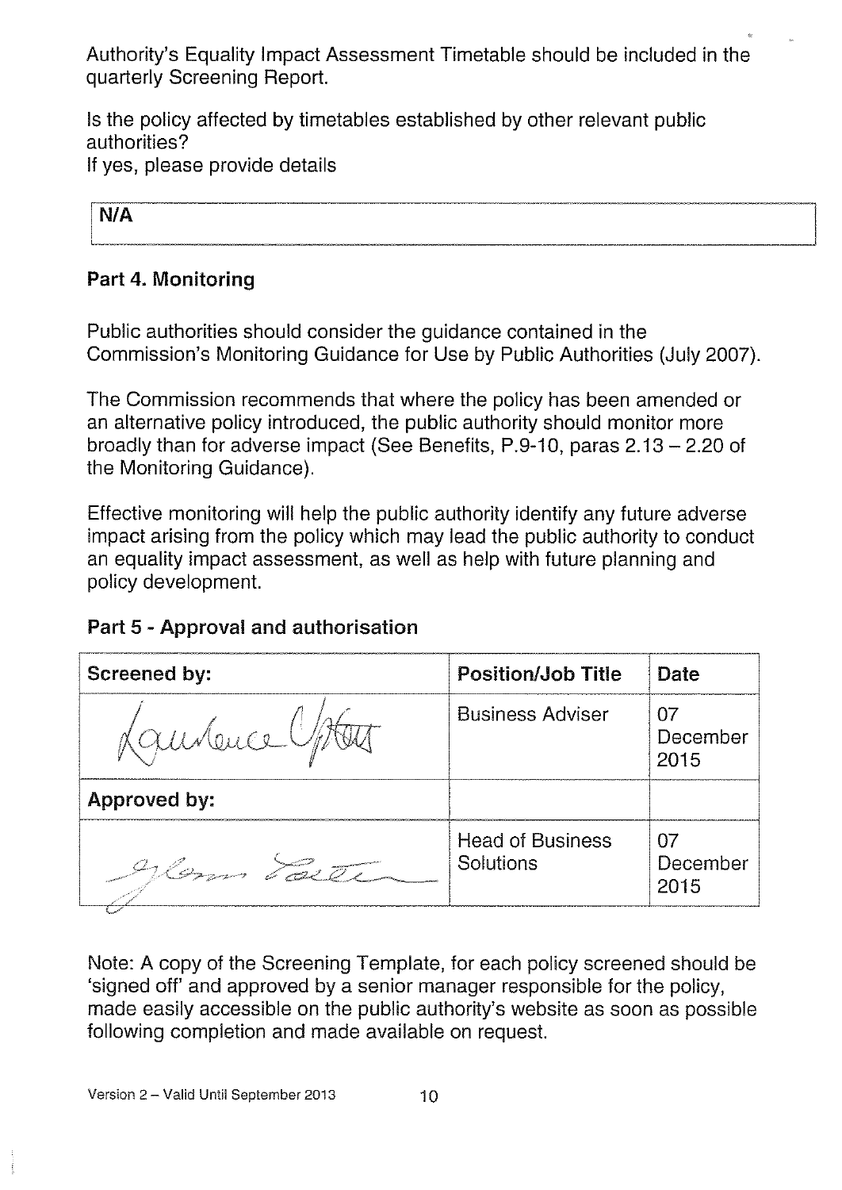Authority's Equality Impact Assessment Timetable should be included in the quarterly Screening Report.

Is the policy affected by timetables established by other relevant public authorities?
If yes, please provide details

| |
|---|
| **N/A** |

## Part 4. Monitoring

Public authorities should consider the guidance contained in the Commission's Monitoring Guidance for Use by Public Authorities (July 2007).

The Commission recommends that where the policy has been amended or an alternative policy introduced, the public authority should monitor more broadly than for adverse impact (See Benefits, P.9-10, paras 2.13 – 2.20 of the Monitoring Guidance).

Effective monitoring will help the public authority identify any future adverse impact arising from the policy which may lead the public authority to conduct an equality impact assessment, as well as help with future planning and policy development.

## Part 5 - Approval and authorisation

| **Screened by:** | **Position/Job Title** | **Date** |
|---|---|---|
| Laurence Upton | Business Adviser | 07 December 2015 |
| **Approved by:** | | |
| Glenn Foster | Head of Business Solutions | 07 December 2015 |

Note: A copy of the Screening Template, for each policy screened should be 'signed off' and approved by a senior manager responsible for the policy, made easily accessible on the public authority's website as soon as possible following completion and made available on request.

Version 2 – Valid Until September 2013